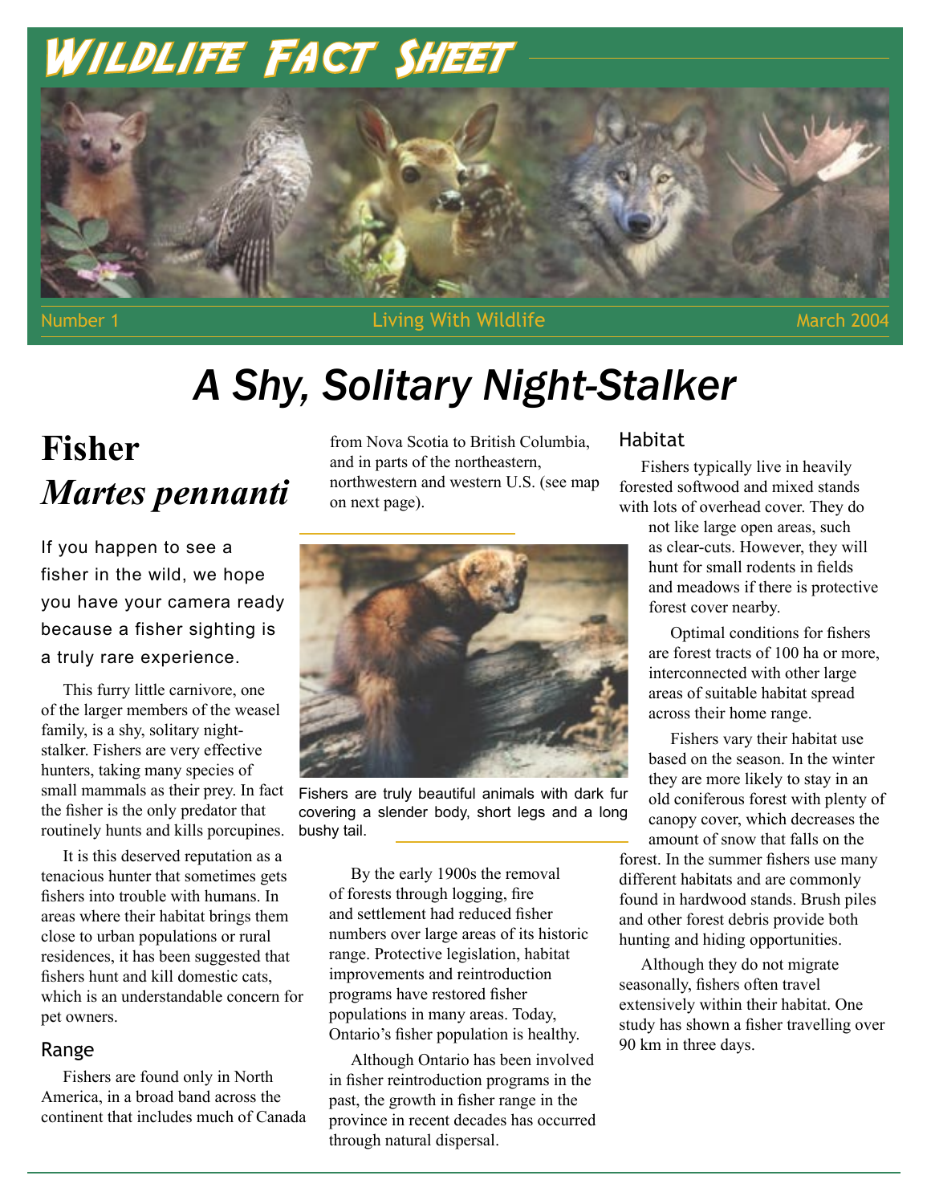# Wildlife Fact Sheet

Number 1 | Living With Wildlife | March 2004

# A Shy, Solitary Night-Stalker

## Fisher
## *Martes pennanti*

If you happen to see a fisher in the wild, we hope you have your camera ready because a fisher sighting is a truly rare experience.

This furry little carnivore, one of the larger members of the weasel family, is a shy, solitary night-stalker. Fishers are very effective hunters, taking many species of small mammals as their prey. In fact the fisher is the only predator that routinely hunts and kills porcupines.

It is this deserved reputation as a tenacious hunter that sometimes gets fishers into trouble with humans. In areas where their habitat brings them close to urban populations or rural residences, it has been suggested that fishers hunt and kill domestic cats, which is an understandable concern for pet owners.

### Range

Fishers are found only in North America, in a broad band across the continent that includes much of Canada from Nova Scotia to British Columbia, and in parts of the northeastern, northwestern and western U.S. (see map on next page).

Fishers are truly beautiful animals with dark fur covering a slender body, short legs and a long bushy tail.

By the early 1900s the removal of forests through logging, fire and settlement had reduced fisher numbers over large areas of its historic range. Protective legislation, habitat improvements and reintroduction programs have restored fisher populations in many areas. Today, Ontario's fisher population is healthy.

Although Ontario has been involved in fisher reintroduction programs in the past, the growth in fisher range in the province in recent decades has occurred through natural dispersal.

### Habitat

Fishers typically live in heavily forested softwood and mixed stands with lots of overhead cover. They do not like large open areas, such as clear-cuts. However, they will hunt for small rodents in fields and meadows if there is protective forest cover nearby.

Optimal conditions for fishers are forest tracts of 100 ha or more, interconnected with other large areas of suitable habitat spread across their home range.

Fishers vary their habitat use based on the season. In the winter they are more likely to stay in an old coniferous forest with plenty of canopy cover, which decreases the amount of snow that falls on the forest. In the summer fishers use many different habitats and are commonly found in hardwood stands. Brush piles and other forest debris provide both hunting and hiding opportunities.

Although they do not migrate seasonally, fishers often travel extensively within their habitat. One study has shown a fisher travelling over 90 km in three days.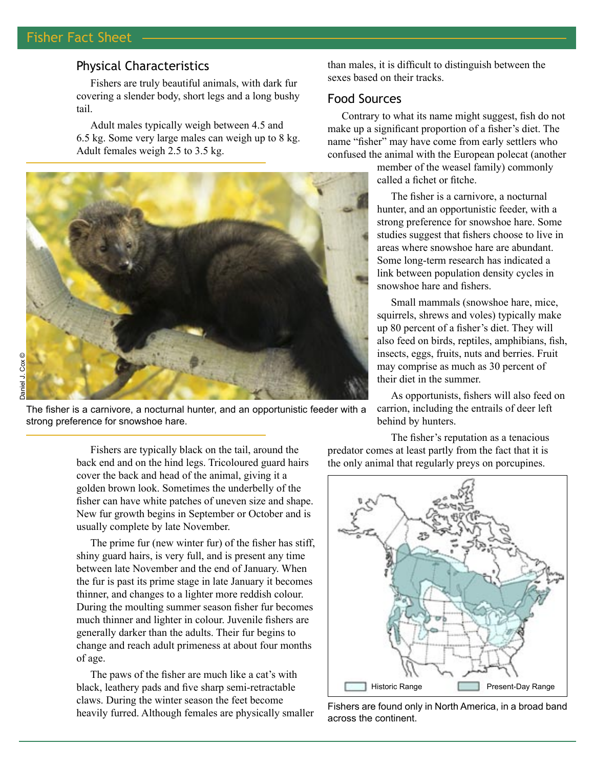## Physical Characteristics

Fishers are truly beautiful animals, with dark fur covering a slender body, short legs and a long bushy tail.

Adult males typically weigh between 4.5 and 6.5 kg. Some very large males can weigh up to 8 kg. Adult females weigh 2.5 to 3.5 kg.

The fisher is a carnivore, a nocturnal hunter, and an opportunistic feeder with a strong preference for snowshoe hare.

Fishers are typically black on the tail, around the back end and on the hind legs. Tricoloured guard hairs cover the back and head of the animal, giving it a golden brown look. Sometimes the underbelly of the fisher can have white patches of uneven size and shape. New fur growth begins in September or October and is usually complete by late November.

The prime fur (new winter fur) of the fisher has stiff, shiny guard hairs, is very full, and is present any time between late November and the end of January. When the fur is past its prime stage in late January it becomes thinner, and changes to a lighter more reddish colour. During the moulting summer season fisher fur becomes much thinner and lighter in colour. Juvenile fishers are generally darker than the adults. Their fur begins to change and reach adult primeness at about four months of age.

The paws of the fisher are much like a cat's with black, leathery pads and five sharp semi-retractable claws. During the winter season the feet become heavily furred. Although females are physically smaller than males, it is difficult to distinguish between the sexes based on their tracks.

## Food Sources

Contrary to what its name might suggest, fish do not make up a significant proportion of a fisher's diet. The name "fisher" may have come from early settlers who confused the animal with the European polecat (another member of the weasel family) commonly called a fichet or fitche.

The fisher is a carnivore, a nocturnal hunter, and an opportunistic feeder, with a strong preference for snowshoe hare. Some studies suggest that fishers choose to live in areas where snowshoe hare are abundant. Some long-term research has indicated a link between population density cycles in snowshoe hare and fishers.

Small mammals (snowshoe hare, mice, squirrels, shrews and voles) typically make up 80 percent of a fisher's diet. They will also feed on birds, reptiles, amphibians, fish, insects, eggs, fruits, nuts and berries. Fruit may comprise as much as 30 percent of their diet in the summer.

As opportunists, fishers will also feed on carrion, including the entrails of deer left behind by hunters.

The fisher's reputation as a tenacious predator comes at least partly from the fact that it is the only animal that regularly preys on porcupines.

Historic Range | Present-Day Range

Fishers are found only in North America, in a broad band across the continent.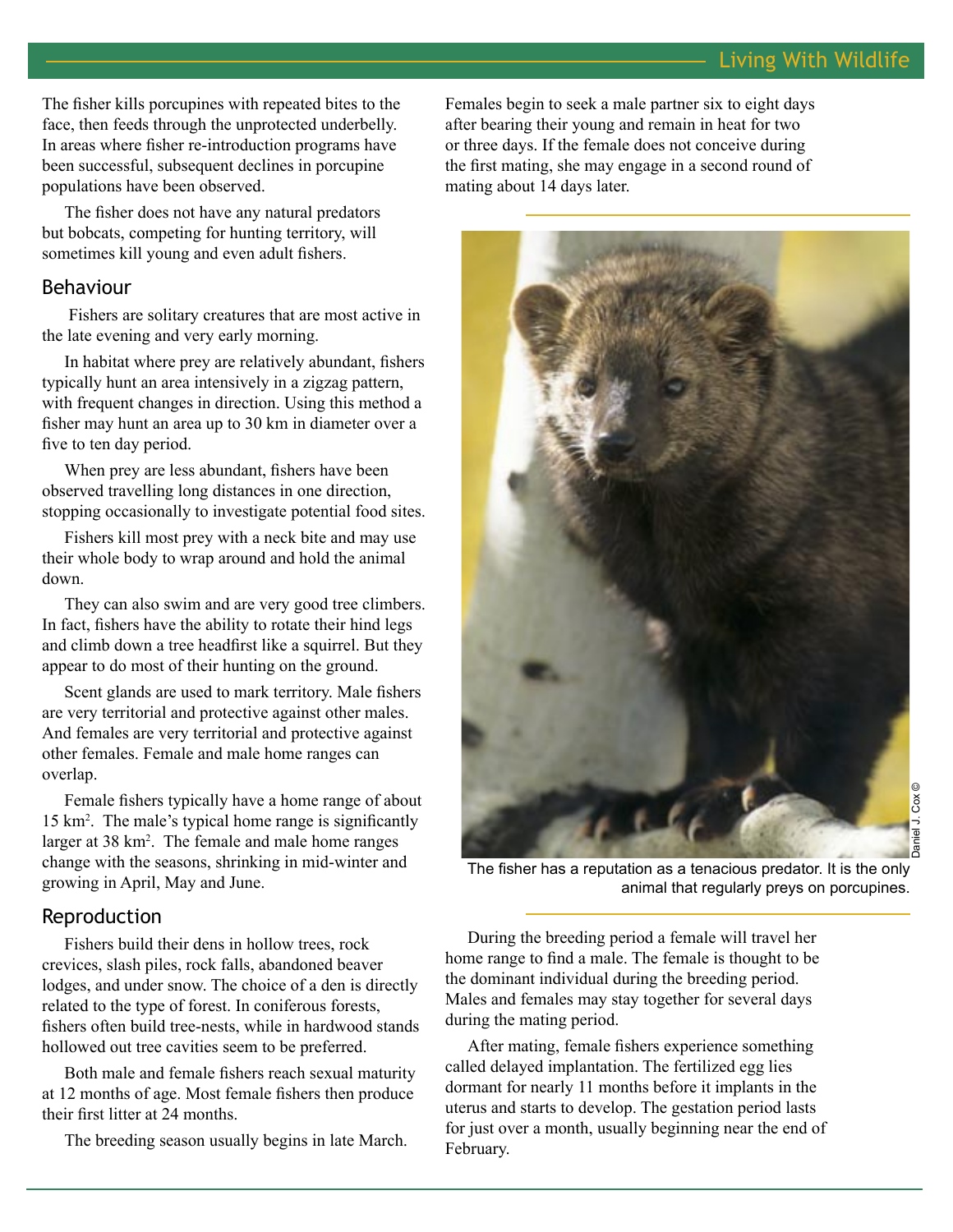The fisher kills porcupines with repeated bites to the face, then feeds through the unprotected underbelly. In areas where fisher re-introduction programs have been successful, subsequent declines in porcupine populations have been observed.

The fisher does not have any natural predators but bobcats, competing for hunting territory, will sometimes kill young and even adult fishers.

## Behaviour

Fishers are solitary creatures that are most active in the late evening and very early morning.

In habitat where prey are relatively abundant, fishers typically hunt an area intensively in a zigzag pattern, with frequent changes in direction. Using this method a fisher may hunt an area up to 30 km in diameter over a five to ten day period.

When prey are less abundant, fishers have been observed travelling long distances in one direction, stopping occasionally to investigate potential food sites.

Fishers kill most prey with a neck bite and may use their whole body to wrap around and hold the animal down.

They can also swim and are very good tree climbers. In fact, fishers have the ability to rotate their hind legs and climb down a tree headfirst like a squirrel. But they appear to do most of their hunting on the ground.

Scent glands are used to mark territory. Male fishers are very territorial and protective against other males. And females are very territorial and protective against other females. Female and male home ranges can overlap.

Female fishers typically have a home range of about 15 km$^2$. The male's typical home range is significantly larger at 38 km$^2$. The female and male home ranges change with the seasons, shrinking in mid-winter and growing in April, May and June.

## Reproduction

Fishers build their dens in hollow trees, rock crevices, slash piles, rock falls, abandoned beaver lodges, and under snow. The choice of a den is directly related to the type of forest. In coniferous forests, fishers often build tree-nests, while in hardwood stands hollowed out tree cavities seem to be preferred.

Both male and female fishers reach sexual maturity at 12 months of age. Most female fishers then produce their first litter at 24 months.

The breeding season usually begins in late March. Females begin to seek a male partner six to eight days after bearing their young and remain in heat for two or three days. If the female does not conceive during the first mating, she may engage in a second round of mating about 14 days later.

Daniel J. Cox ©

The fisher has a reputation as a tenacious predator. It is the only animal that regularly preys on porcupines.

During the breeding period a female will travel her home range to find a male. The female is thought to be the dominant individual during the breeding period. Males and females may stay together for several days during the mating period.

After mating, female fishers experience something called delayed implantation. The fertilized egg lies dormant for nearly 11 months before it implants in the uterus and starts to develop. The gestation period lasts for just over a month, usually beginning near the end of February.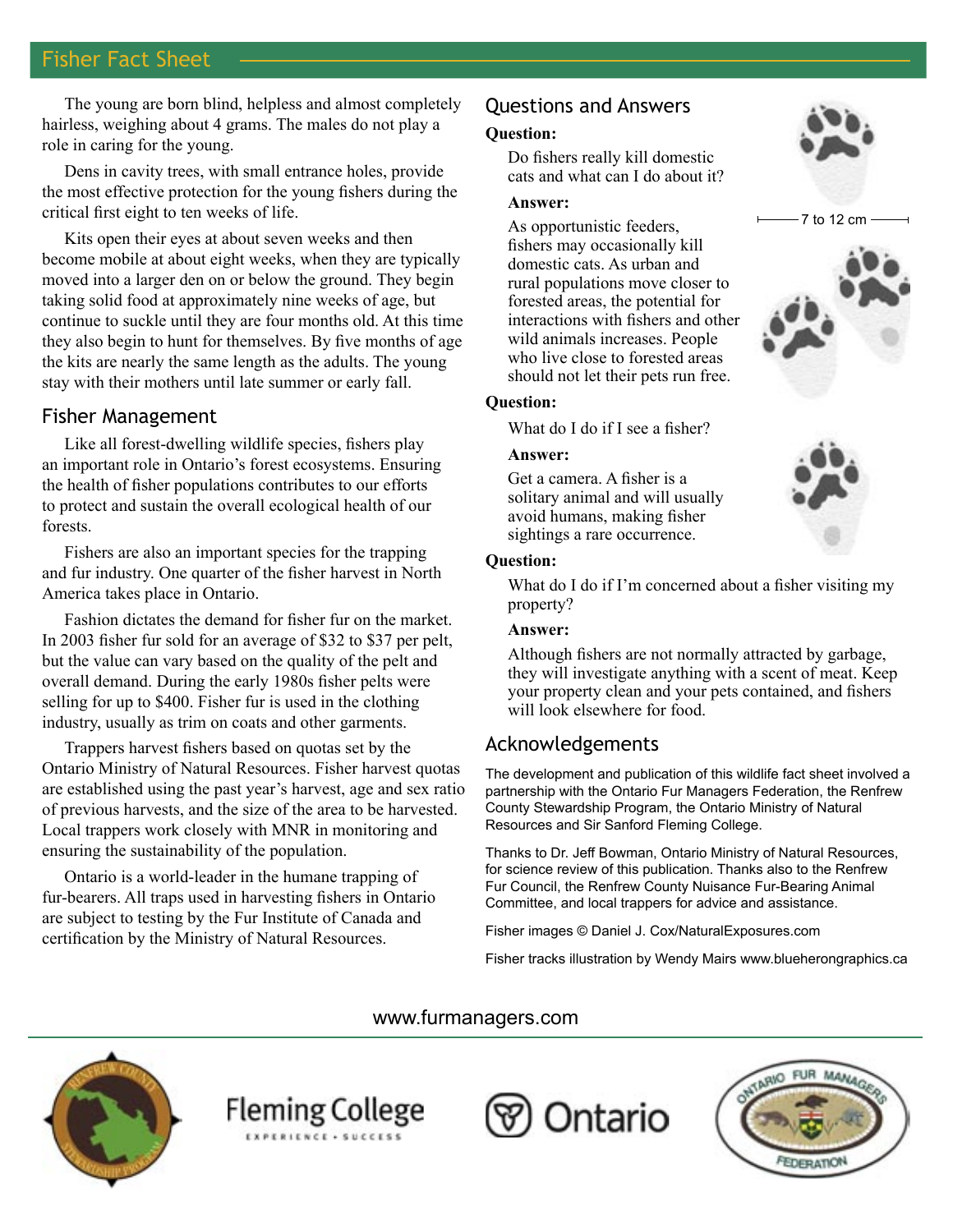The young are born blind, helpless and almost completely hairless, weighing about 4 grams. The males do not play a role in caring for the young.

Dens in cavity trees, with small entrance holes, provide the most effective protection for the young fishers during the critical first eight to ten weeks of life.

Kits open their eyes at about seven weeks and then become mobile at about eight weeks, when they are typically moved into a larger den on or below the ground. They begin taking solid food at approximately nine weeks of age, but continue to suckle until they are four months old. At this time they also begin to hunt for themselves. By five months of age the kits are nearly the same length as the adults. The young stay with their mothers until late summer or early fall.

## Fisher Management

Like all forest-dwelling wildlife species, fishers play an important role in Ontario's forest ecosystems. Ensuring the health of fisher populations contributes to our efforts to protect and sustain the overall ecological health of our forests.

Fishers are also an important species for the trapping and fur industry. One quarter of the fisher harvest in North America takes place in Ontario.

Fashion dictates the demand for fisher fur on the market. In 2003 fisher fur sold for an average of $32 to $37 per pelt, but the value can vary based on the quality of the pelt and overall demand. During the early 1980s fisher pelts were selling for up to $400. Fisher fur is used in the clothing industry, usually as trim on coats and other garments.

Trappers harvest fishers based on quotas set by the Ontario Ministry of Natural Resources. Fisher harvest quotas are established using the past year's harvest, age and sex ratio of previous harvests, and the size of the area to be harvested. Local trappers work closely with MNR in monitoring and ensuring the sustainability of the population.

Ontario is a world-leader in the humane trapping of fur-bearers. All traps used in harvesting fishers in Ontario are subject to testing by the Fur Institute of Canada and certification by the Ministry of Natural Resources.

## Questions and Answers

**Question:**

Do fishers really kill domestic cats and what can I do about it?

**Answer:**

As opportunistic feeders, fishers may occasionally kill domestic cats. As urban and rural populations move closer to forested areas, the potential for interactions with fishers and other wild animals increases. People who live close to forested areas should not let their pets run free.

7 to 12 cm

**Question:**

What do I do if I see a fisher?

**Answer:**

Get a camera. A fisher is a solitary animal and will usually avoid humans, making fisher sightings a rare occurrence.

**Question:**

What do I do if I'm concerned about a fisher visiting my property?

**Answer:**

Although fishers are not normally attracted by garbage, they will investigate anything with a scent of meat. Keep your property clean and your pets contained, and fishers will look elsewhere for food.

## Acknowledgements

The development and publication of this wildlife fact sheet involved a partnership with the Ontario Fur Managers Federation, the Renfrew County Stewardship Program, the Ontario Ministry of Natural Resources and Sir Sanford Fleming College.

Thanks to Dr. Jeff Bowman, Ontario Ministry of Natural Resources, for science review of this publication. Thanks also to the Renfrew Fur Council, the Renfrew County Nuisance Fur-Bearing Animal Committee, and local trappers for advice and assistance.

Fisher images © Daniel J. Cox/NaturalExposures.com

Fisher tracks illustration by Wendy Mairs www.blueherongraphics.ca

www.furmanagers.com